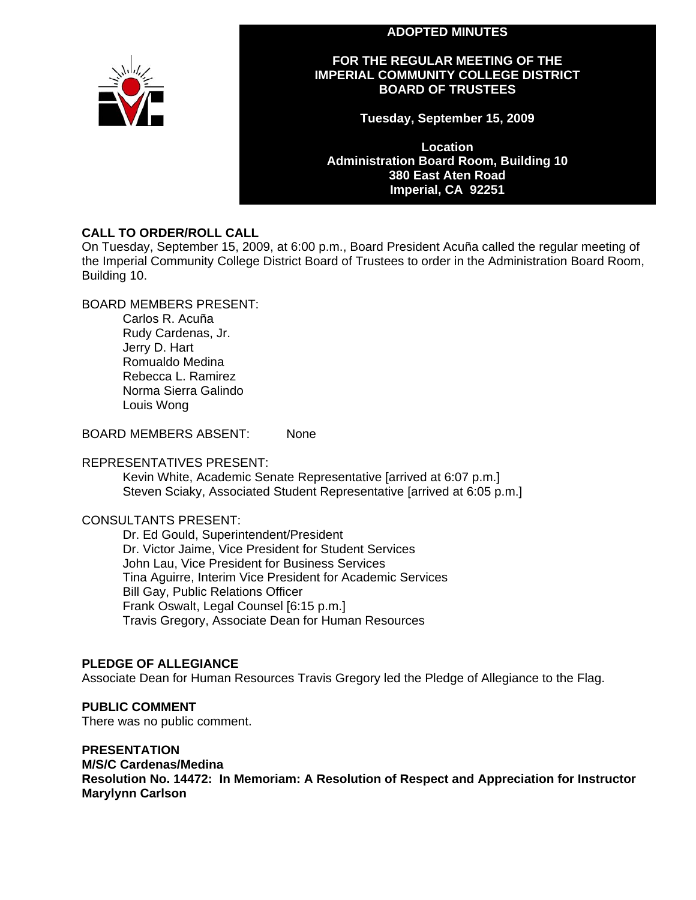# ADOPTED MINUTES

## FOR THE REGULAR MEETING OF THE IMPERIAL COMMUNITY COLLEGE DISTRICT BOARD OF TRUSTEES

**Tuesday, September 15, 2009**

**Location**
**Administration Board Room, Building 10**
**380 East Aten Road**
**Imperial, CA 92251**

### CALL TO ORDER/ROLL CALL

On Tuesday, September 15, 2009, at 6:00 p.m., Board President Acuña called the regular meeting of the Imperial Community College District Board of Trustees to order in the Administration Board Room, Building 10.

BOARD MEMBERS PRESENT:

- Carlos R. Acuña
- Rudy Cardenas, Jr.
- Jerry D. Hart
- Romualdo Medina
- Rebecca L. Ramirez
- Norma Sierra Galindo
- Louis Wong

BOARD MEMBERS ABSENT: None

REPRESENTATIVES PRESENT:

- Kevin White, Academic Senate Representative [arrived at 6:07 p.m.]
- Steven Sciaky, Associated Student Representative [arrived at 6:05 p.m.]

CONSULTANTS PRESENT:

- Dr. Ed Gould, Superintendent/President
- Dr. Victor Jaime, Vice President for Student Services
- John Lau, Vice President for Business Services
- Tina Aguirre, Interim Vice President for Academic Services
- Bill Gay, Public Relations Officer
- Frank Oswalt, Legal Counsel [6:15 p.m.]
- Travis Gregory, Associate Dean for Human Resources

### PLEDGE OF ALLEGIANCE

Associate Dean for Human Resources Travis Gregory led the Pledge of Allegiance to the Flag.

### PUBLIC COMMENT

There was no public comment.

### PRESENTATION

**M/S/C Cardenas/Medina**
**Resolution No. 14472: In Memoriam: A Resolution of Respect and Appreciation for Instructor Marylynn Carlson**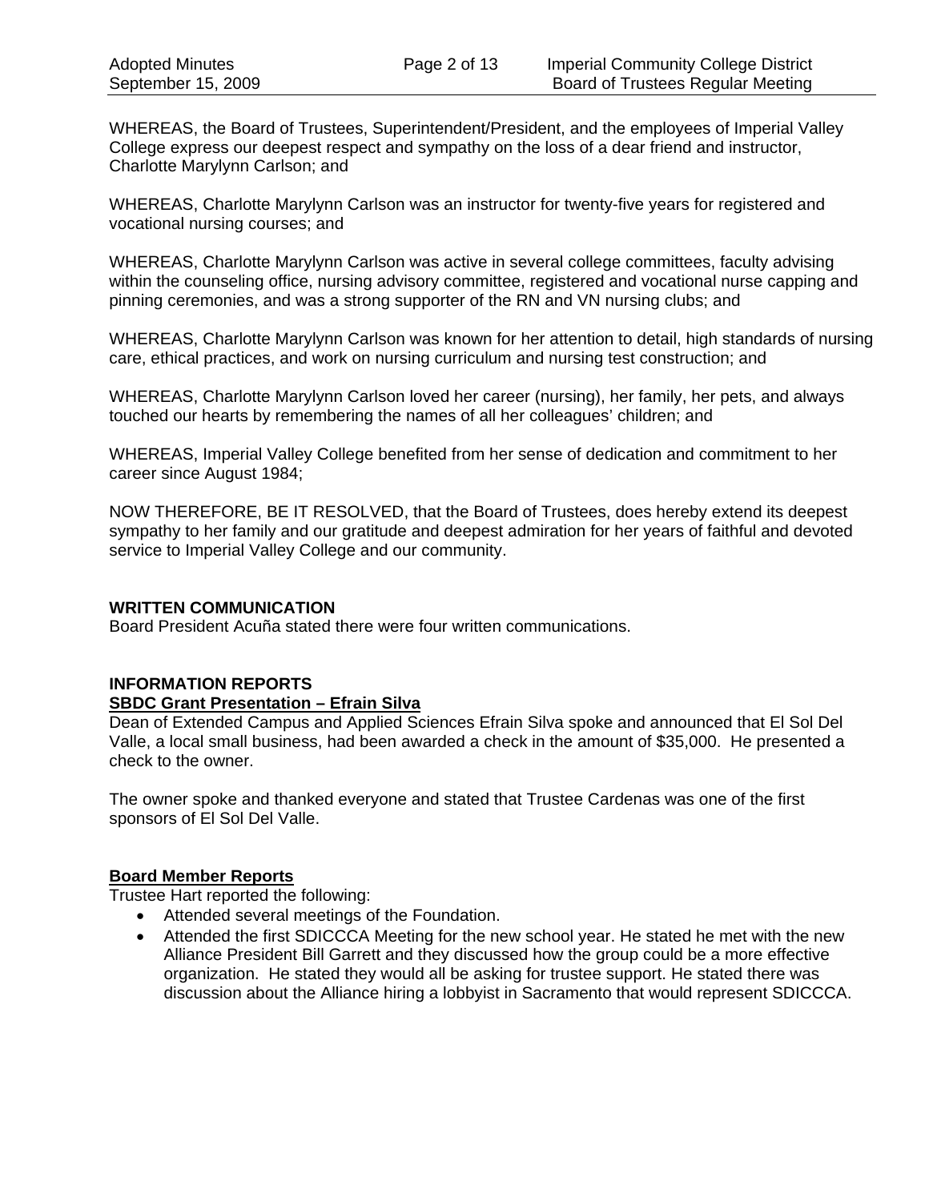WHEREAS, the Board of Trustees, Superintendent/President, and the employees of Imperial Valley College express our deepest respect and sympathy on the loss of a dear friend and instructor, Charlotte Marylynn Carlson; and

WHEREAS, Charlotte Marylynn Carlson was an instructor for twenty-five years for registered and vocational nursing courses; and

WHEREAS, Charlotte Marylynn Carlson was active in several college committees, faculty advising within the counseling office, nursing advisory committee, registered and vocational nurse capping and pinning ceremonies, and was a strong supporter of the RN and VN nursing clubs; and

WHEREAS, Charlotte Marylynn Carlson was known for her attention to detail, high standards of nursing care, ethical practices, and work on nursing curriculum and nursing test construction; and

WHEREAS, Charlotte Marylynn Carlson loved her career (nursing), her family, her pets, and always touched our hearts by remembering the names of all her colleagues' children; and

WHEREAS, Imperial Valley College benefited from her sense of dedication and commitment to her career since August 1984;

NOW THEREFORE, BE IT RESOLVED, that the Board of Trustees, does hereby extend its deepest sympathy to her family and our gratitude and deepest admiration for her years of faithful and devoted service to Imperial Valley College and our community.

**WRITTEN COMMUNICATION**

Board President Acuña stated there were four written communications.

**INFORMATION REPORTS**

**SBDC Grant Presentation – Efrain Silva**

Dean of Extended Campus and Applied Sciences Efrain Silva spoke and announced that El Sol Del Valle, a local small business, had been awarded a check in the amount of $35,000. He presented a check to the owner.

The owner spoke and thanked everyone and stated that Trustee Cardenas was one of the first sponsors of El Sol Del Valle.

**Board Member Reports**

Trustee Hart reported the following:

- Attended several meetings of the Foundation.
- Attended the first SDICCCA Meeting for the new school year. He stated he met with the new Alliance President Bill Garrett and they discussed how the group could be a more effective organization. He stated they would all be asking for trustee support. He stated there was discussion about the Alliance hiring a lobbyist in Sacramento that would represent SDICCCA.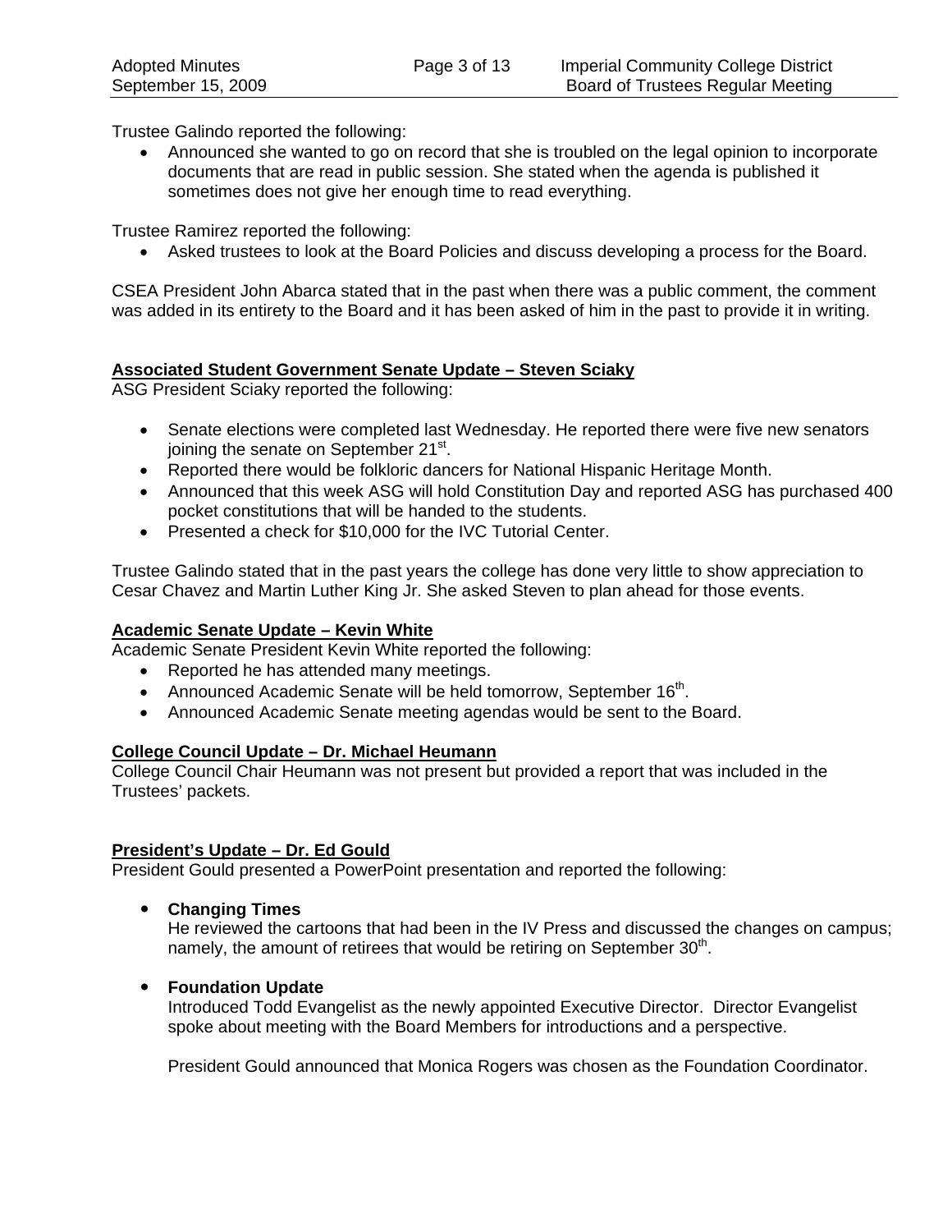Trustee Galindo reported the following:

- Announced she wanted to go on record that she is troubled on the legal opinion to incorporate documents that are read in public session. She stated when the agenda is published it sometimes does not give her enough time to read everything.

Trustee Ramirez reported the following:

- Asked trustees to look at the Board Policies and discuss developing a process for the Board.

CSEA President John Abarca stated that in the past when there was a public comment, the comment was added in its entirety to the Board and it has been asked of him in the past to provide it in writing.

**Associated Student Government Senate Update – Steven Sciaky**

ASG President Sciaky reported the following:

- Senate elections were completed last Wednesday. He reported there were five new senators joining the senate on September 21st.
- Reported there would be folkloric dancers for National Hispanic Heritage Month.
- Announced that this week ASG will hold Constitution Day and reported ASG has purchased 400 pocket constitutions that will be handed to the students.
- Presented a check for $10,000 for the IVC Tutorial Center.

Trustee Galindo stated that in the past years the college has done very little to show appreciation to Cesar Chavez and Martin Luther King Jr. She asked Steven to plan ahead for those events.

**Academic Senate Update – Kevin White**

Academic Senate President Kevin White reported the following:

- Reported he has attended many meetings.
- Announced Academic Senate will be held tomorrow, September 16th.
- Announced Academic Senate meeting agendas would be sent to the Board.

**College Council Update – Dr. Michael Heumann**

College Council Chair Heumann was not present but provided a report that was included in the Trustees' packets.

**President's Update – Dr. Ed Gould**

President Gould presented a PowerPoint presentation and reported the following:

- **Changing Times**

  He reviewed the cartoons that had been in the IV Press and discussed the changes on campus; namely, the amount of retirees that would be retiring on September 30th.

- **Foundation Update**

  Introduced Todd Evangelist as the newly appointed Executive Director. Director Evangelist spoke about meeting with the Board Members for introductions and a perspective.

  President Gould announced that Monica Rogers was chosen as the Foundation Coordinator.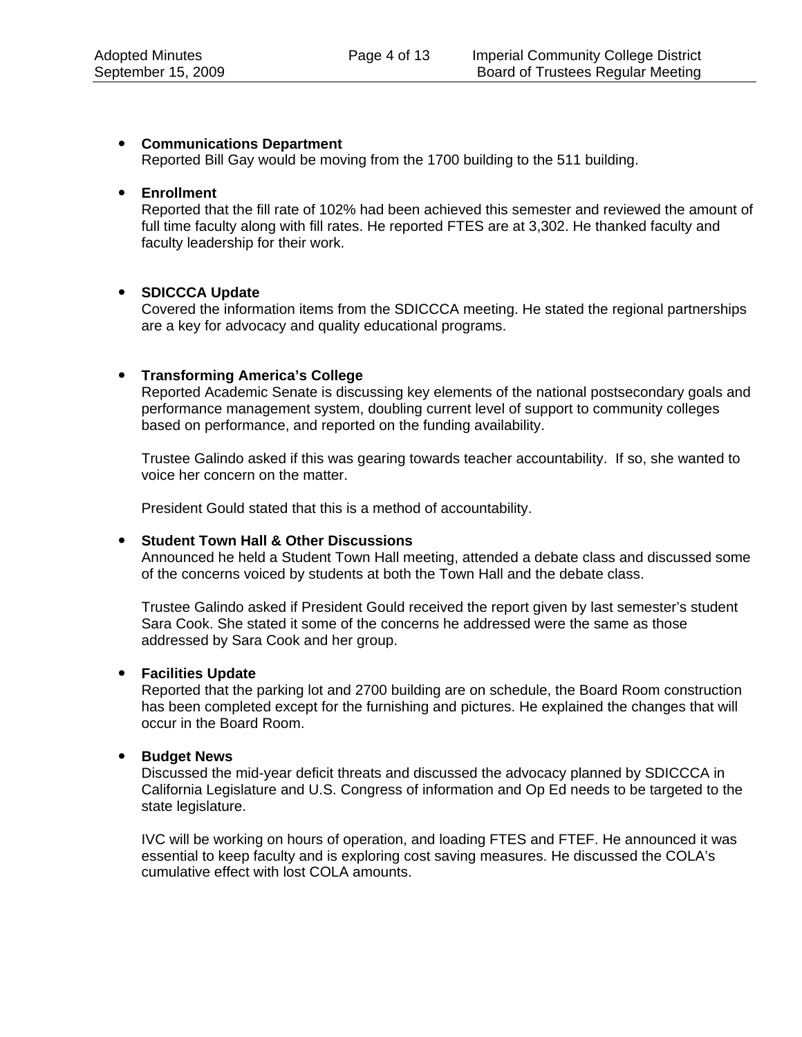- **Communications Department**
  Reported Bill Gay would be moving from the 1700 building to the 511 building.

- **Enrollment**
  Reported that the fill rate of 102% had been achieved this semester and reviewed the amount of full time faculty along with fill rates. He reported FTES are at 3,302. He thanked faculty and faculty leadership for their work.

- **SDICCCA Update**
  Covered the information items from the SDICCCA meeting. He stated the regional partnerships are a key for advocacy and quality educational programs.

- **Transforming America's College**
  Reported Academic Senate is discussing key elements of the national postsecondary goals and performance management system, doubling current level of support to community colleges based on performance, and reported on the funding availability.

  Trustee Galindo asked if this was gearing towards teacher accountability. If so, she wanted to voice her concern on the matter.

  President Gould stated that this is a method of accountability.

- **Student Town Hall & Other Discussions**
  Announced he held a Student Town Hall meeting, attended a debate class and discussed some of the concerns voiced by students at both the Town Hall and the debate class.

  Trustee Galindo asked if President Gould received the report given by last semester's student Sara Cook. She stated it some of the concerns he addressed were the same as those addressed by Sara Cook and her group.

- **Facilities Update**
  Reported that the parking lot and 2700 building are on schedule, the Board Room construction has been completed except for the furnishing and pictures. He explained the changes that will occur in the Board Room.

- **Budget News**
  Discussed the mid-year deficit threats and discussed the advocacy planned by SDICCCA in California Legislature and U.S. Congress of information and Op Ed needs to be targeted to the state legislature.

  IVC will be working on hours of operation, and loading FTES and FTEF. He announced it was essential to keep faculty and is exploring cost saving measures. He discussed the COLA's cumulative effect with lost COLA amounts.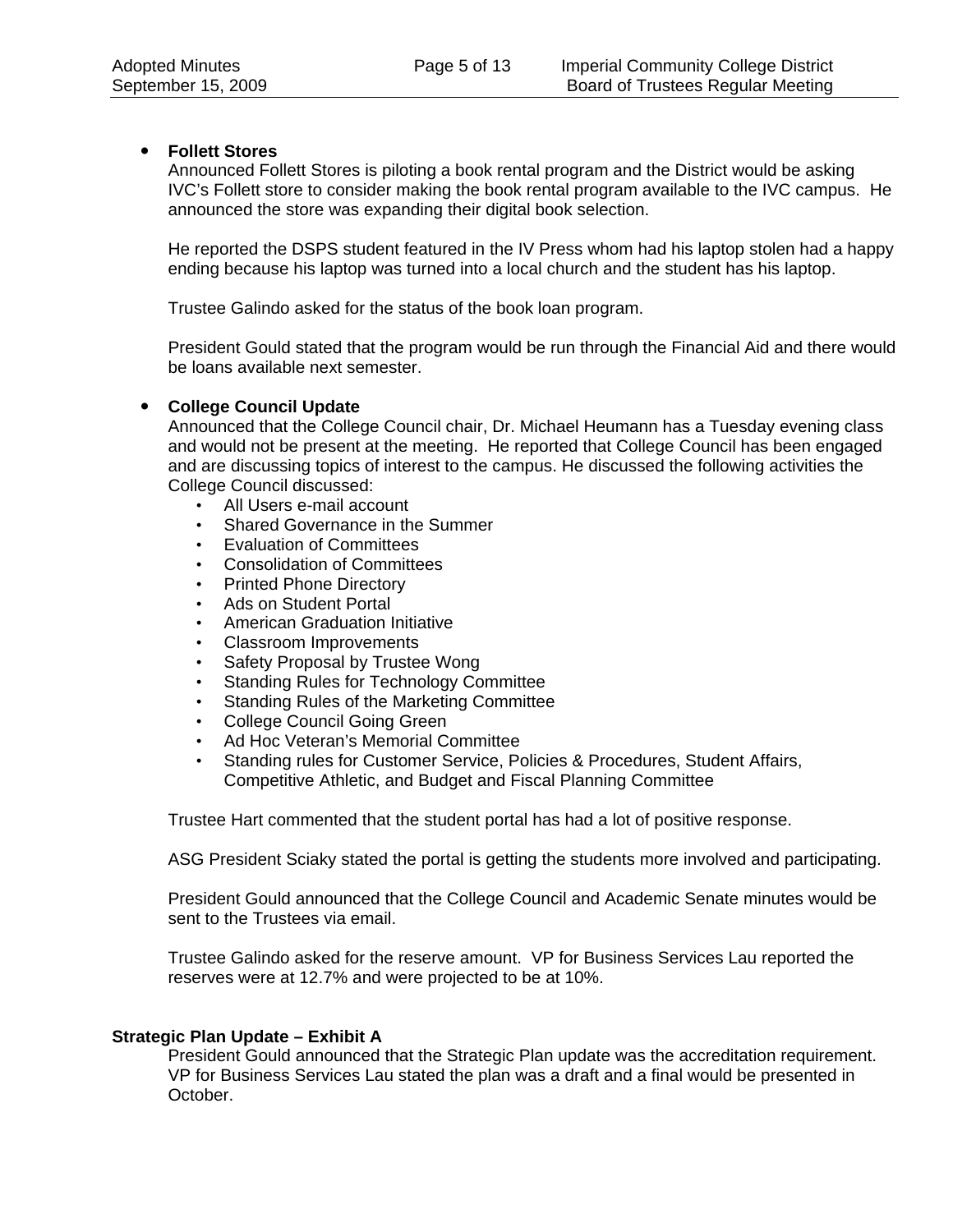- **Follett Stores**
  Announced Follett Stores is piloting a book rental program and the District would be asking IVC's Follett store to consider making the book rental program available to the IVC campus. He announced the store was expanding their digital book selection.

  He reported the DSPS student featured in the IV Press whom had his laptop stolen had a happy ending because his laptop was turned into a local church and the student has his laptop.

  Trustee Galindo asked for the status of the book loan program.

  President Gould stated that the program would be run through the Financial Aid and there would be loans available next semester.

- **College Council Update**
  Announced that the College Council chair, Dr. Michael Heumann has a Tuesday evening class and would not be present at the meeting. He reported that College Council has been engaged and are discussing topics of interest to the campus. He discussed the following activities the College Council discussed:
  - All Users e-mail account
  - Shared Governance in the Summer
  - Evaluation of Committees
  - Consolidation of Committees
  - Printed Phone Directory
  - Ads on Student Portal
  - American Graduation Initiative
  - Classroom Improvements
  - Safety Proposal by Trustee Wong
  - Standing Rules for Technology Committee
  - Standing Rules of the Marketing Committee
  - College Council Going Green
  - Ad Hoc Veteran's Memorial Committee
  - Standing rules for Customer Service, Policies & Procedures, Student Affairs, Competitive Athletic, and Budget and Fiscal Planning Committee

  Trustee Hart commented that the student portal has had a lot of positive response.

  ASG President Sciaky stated the portal is getting the students more involved and participating.

  President Gould announced that the College Council and Academic Senate minutes would be sent to the Trustees via email.

  Trustee Galindo asked for the reserve amount. VP for Business Services Lau reported the reserves were at 12.7% and were projected to be at 10%.

**Strategic Plan Update – Exhibit A**

President Gould announced that the Strategic Plan update was the accreditation requirement. VP for Business Services Lau stated the plan was a draft and a final would be presented in October.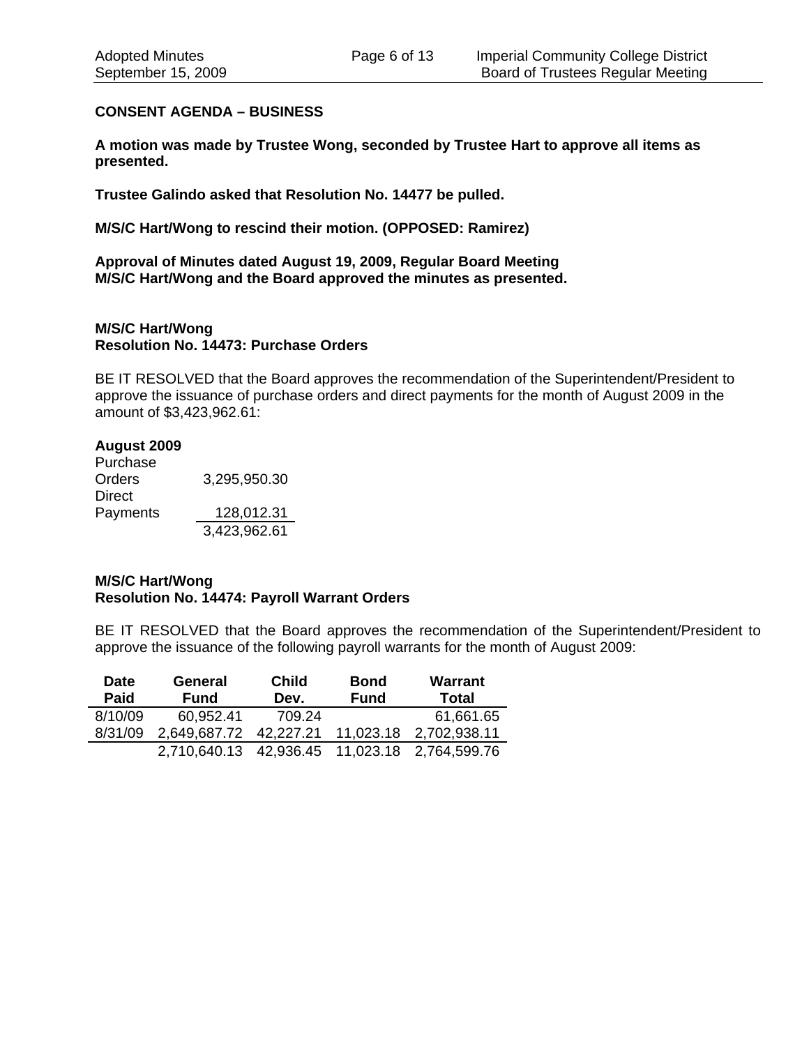**CONSENT AGENDA – BUSINESS**

**A motion was made by Trustee Wong, seconded by Trustee Hart to approve all items as presented.**

**Trustee Galindo asked that Resolution No. 14477 be pulled.**

**M/S/C Hart/Wong to rescind their motion. (OPPOSED: Ramirez)**

**Approval of Minutes dated August 19, 2009, Regular Board Meeting**
**M/S/C Hart/Wong and the Board approved the minutes as presented.**

**M/S/C Hart/Wong**
**Resolution No. 14473: Purchase Orders**

BE IT RESOLVED that the Board approves the recommendation of the Superintendent/President to approve the issuance of purchase orders and direct payments for the month of August 2009 in the amount of $3,423,962.61:

| **August 2009** | |
|---|---|
| Purchase Orders | 3,295,950.30 |
| Direct Payments | 128,012.31 |
| | 3,423,962.61 |

**M/S/C Hart/Wong**
**Resolution No. 14474: Payroll Warrant Orders**

BE IT RESOLVED that the Board approves the recommendation of the Superintendent/President to approve the issuance of the following payroll warrants for the month of August 2009:

| Date Paid | General Fund | Child Dev. | Bond Fund | Warrant Total |
|---|---|---|---|---|
| 8/10/09 | 60,952.41 | 709.24 | | 61,661.65 |
| 8/31/09 | 2,649,687.72 | 42,227.21 | 11,023.18 | 2,702,938.11 |
| | 2,710,640.13 | 42,936.45 | 11,023.18 | 2,764,599.76 |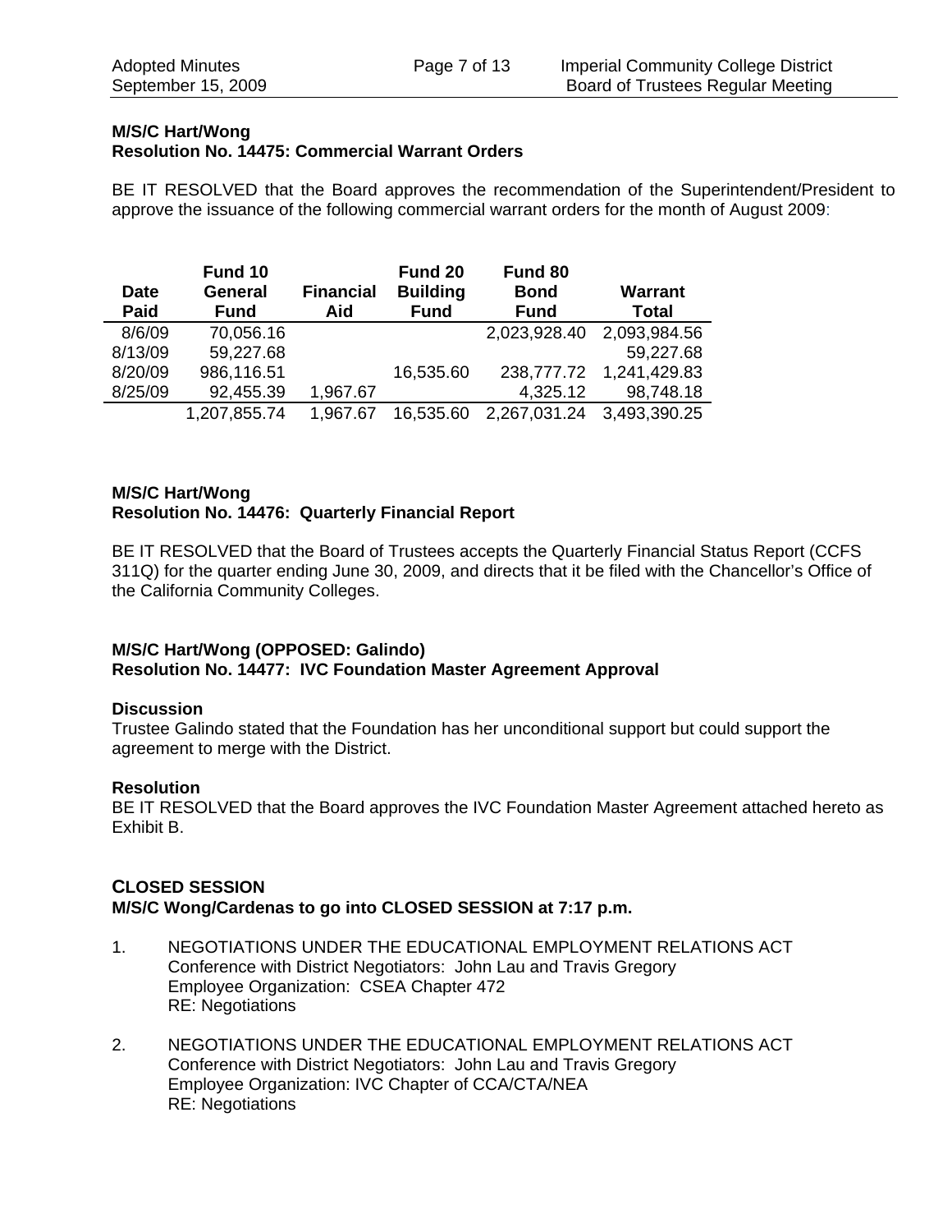**M/S/C Hart/Wong**
**Resolution No. 14475: Commercial Warrant Orders**

BE IT RESOLVED that the Board approves the recommendation of the Superintendent/President to approve the issuance of the following commercial warrant orders for the month of August 2009:

| Date Paid | Fund 10 General Fund | Financial Aid | Fund 20 Building Fund | Fund 80 Bond Fund | Warrant Total |
|---|---|---|---|---|---|
| 8/6/09 | 70,056.16 | | | 2,023,928.40 | 2,093,984.56 |
| 8/13/09 | 59,227.68 | | | | 59,227.68 |
| 8/20/09 | 986,116.51 | | 16,535.60 | 238,777.72 | 1,241,429.83 |
| 8/25/09 | 92,455.39 | 1,967.67 | | 4,325.12 | 98,748.18 |
| | 1,207,855.74 | 1,967.67 | 16,535.60 | 2,267,031.24 | 3,493,390.25 |

**M/S/C Hart/Wong**
**Resolution No. 14476: Quarterly Financial Report**

BE IT RESOLVED that the Board of Trustees accepts the Quarterly Financial Status Report (CCFS 311Q) for the quarter ending June 30, 2009, and directs that it be filed with the Chancellor's Office of the California Community Colleges.

**M/S/C Hart/Wong (OPPOSED: Galindo)**
**Resolution No. 14477: IVC Foundation Master Agreement Approval**

**Discussion**
Trustee Galindo stated that the Foundation has her unconditional support but could support the agreement to merge with the District.

**Resolution**
BE IT RESOLVED that the Board approves the IVC Foundation Master Agreement attached hereto as Exhibit B.

## CLOSED SESSION

**M/S/C Wong/Cardenas to go into CLOSED SESSION at 7:17 p.m.**

1. NEGOTIATIONS UNDER THE EDUCATIONAL EMPLOYMENT RELATIONS ACT
   Conference with District Negotiators: John Lau and Travis Gregory
   Employee Organization: CSEA Chapter 472
   RE: Negotiations

2. NEGOTIATIONS UNDER THE EDUCATIONAL EMPLOYMENT RELATIONS ACT
   Conference with District Negotiators: John Lau and Travis Gregory
   Employee Organization: IVC Chapter of CCA/CTA/NEA
   RE: Negotiations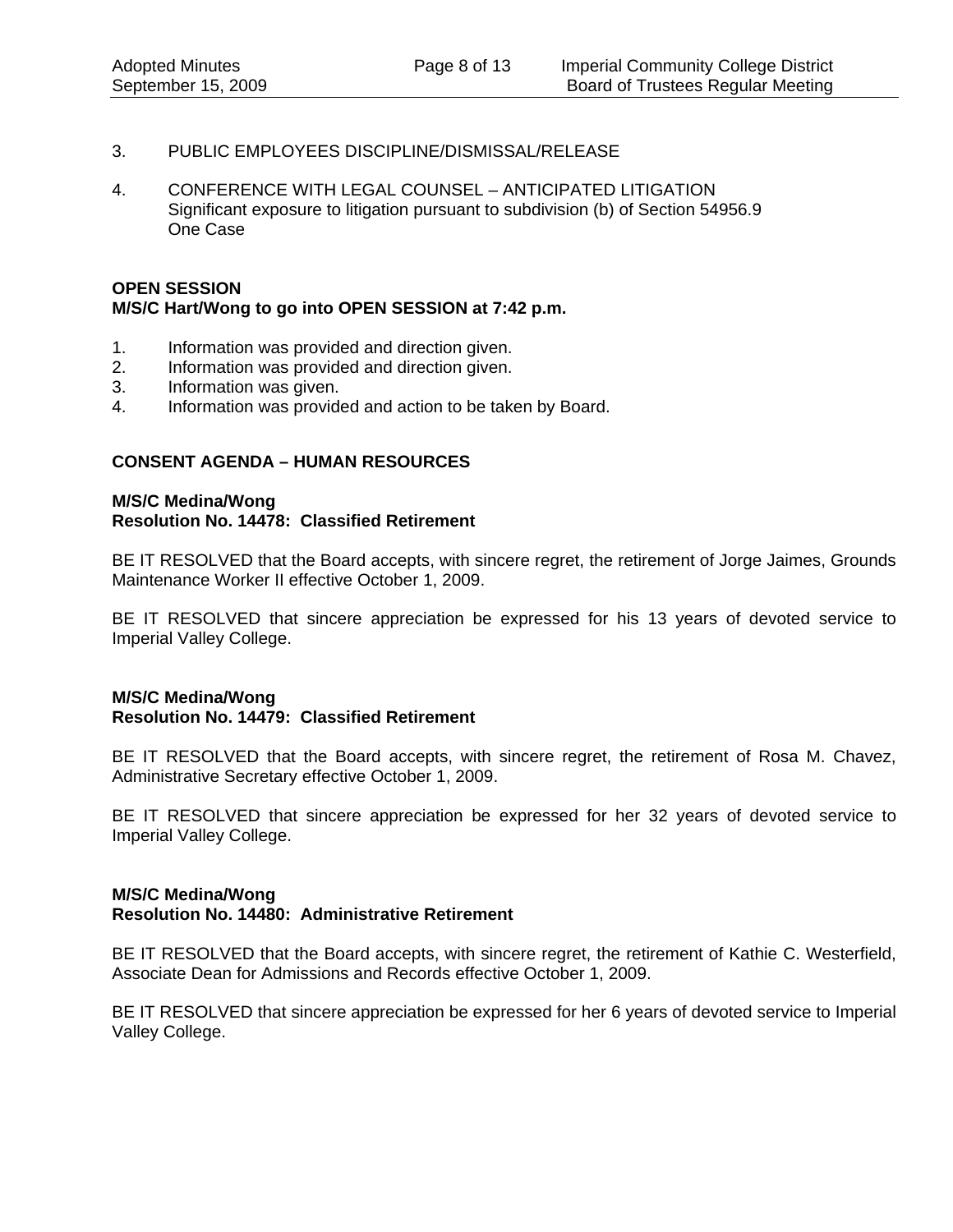3. PUBLIC EMPLOYEES DISCIPLINE/DISMISSAL/RELEASE

4. CONFERENCE WITH LEGAL COUNSEL – ANTICIPATED LITIGATION
   Significant exposure to litigation pursuant to subdivision (b) of Section 54956.9
   One Case

**OPEN SESSION**
**M/S/C Hart/Wong to go into OPEN SESSION at 7:42 p.m.**

1. Information was provided and direction given.
2. Information was provided and direction given.
3. Information was given.
4. Information was provided and action to be taken by Board.

**CONSENT AGENDA – HUMAN RESOURCES**

**M/S/C Medina/Wong**
**Resolution No. 14478: Classified Retirement**

BE IT RESOLVED that the Board accepts, with sincere regret, the retirement of Jorge Jaimes, Grounds Maintenance Worker II effective October 1, 2009.

BE IT RESOLVED that sincere appreciation be expressed for his 13 years of devoted service to Imperial Valley College.

**M/S/C Medina/Wong**
**Resolution No. 14479: Classified Retirement**

BE IT RESOLVED that the Board accepts, with sincere regret, the retirement of Rosa M. Chavez, Administrative Secretary effective October 1, 2009.

BE IT RESOLVED that sincere appreciation be expressed for her 32 years of devoted service to Imperial Valley College.

**M/S/C Medina/Wong**
**Resolution No. 14480: Administrative Retirement**

BE IT RESOLVED that the Board accepts, with sincere regret, the retirement of Kathie C. Westerfield, Associate Dean for Admissions and Records effective October 1, 2009.

BE IT RESOLVED that sincere appreciation be expressed for her 6 years of devoted service to Imperial Valley College.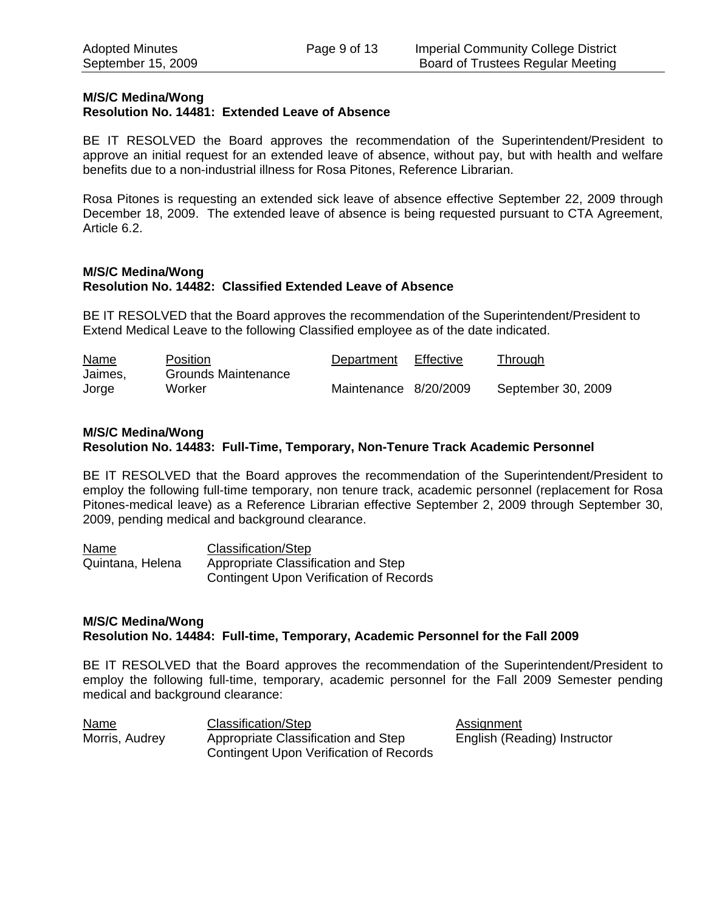**M/S/C Medina/Wong**
**Resolution No. 14481: Extended Leave of Absence**

BE IT RESOLVED the Board approves the recommendation of the Superintendent/President to approve an initial request for an extended leave of absence, without pay, but with health and welfare benefits due to a non-industrial illness for Rosa Pitones, Reference Librarian.

Rosa Pitones is requesting an extended sick leave of absence effective September 22, 2009 through December 18, 2009. The extended leave of absence is being requested pursuant to CTA Agreement, Article 6.2.

**M/S/C Medina/Wong**
**Resolution No. 14482: Classified Extended Leave of Absence**

BE IT RESOLVED that the Board approves the recommendation of the Superintendent/President to Extend Medical Leave to the following Classified employee as of the date indicated.

| Name | Position | Department | Effective | Through |
|---|---|---|---|---|
| Jaimes, Jorge | Grounds Maintenance Worker | Maintenance | 8/20/2009 | September 30, 2009 |

**M/S/C Medina/Wong**
**Resolution No. 14483: Full-Time, Temporary, Non-Tenure Track Academic Personnel**

BE IT RESOLVED that the Board approves the recommendation of the Superintendent/President to employ the following full-time temporary, non tenure track, academic personnel (replacement for Rosa Pitones-medical leave) as a Reference Librarian effective September 2, 2009 through September 30, 2009, pending medical and background clearance.

| Name | Classification/Step |
|---|---|
| Quintana, Helena | Appropriate Classification and Step Contingent Upon Verification of Records |

**M/S/C Medina/Wong**
**Resolution No. 14484: Full-time, Temporary, Academic Personnel for the Fall 2009**

BE IT RESOLVED that the Board approves the recommendation of the Superintendent/President to employ the following full-time, temporary, academic personnel for the Fall 2009 Semester pending medical and background clearance:

| Name | Classification/Step | Assignment |
|---|---|---|
| Morris, Audrey | Appropriate Classification and Step Contingent Upon Verification of Records | English (Reading) Instructor |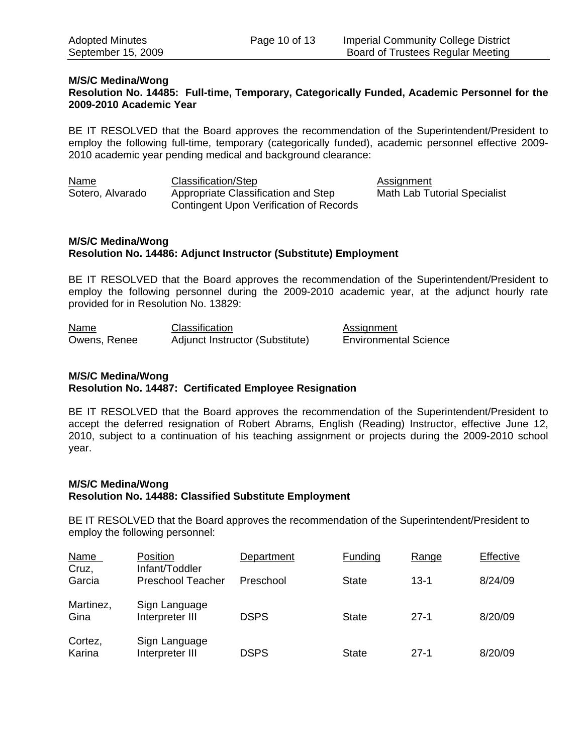**M/S/C Medina/Wong**
**Resolution No. 14485: Full-time, Temporary, Categorically Funded, Academic Personnel for the 2009-2010 Academic Year**

BE IT RESOLVED that the Board approves the recommendation of the Superintendent/President to employ the following full-time, temporary (categorically funded), academic personnel effective 2009-2010 academic year pending medical and background clearance:

| Name | Classification/Step | Assignment |
|---|---|---|
| Sotero, Alvarado | Appropriate Classification and Step Contingent Upon Verification of Records | Math Lab Tutorial Specialist |

**M/S/C Medina/Wong**
**Resolution No. 14486: Adjunct Instructor (Substitute) Employment**

BE IT RESOLVED that the Board approves the recommendation of the Superintendent/President to employ the following personnel during the 2009-2010 academic year, at the adjunct hourly rate provided for in Resolution No. 13829:

| Name | Classification | Assignment |
|---|---|---|
| Owens, Renee | Adjunct Instructor (Substitute) | Environmental Science |

**M/S/C Medina/Wong**
**Resolution No. 14487: Certificated Employee Resignation**

BE IT RESOLVED that the Board approves the recommendation of the Superintendent/President to accept the deferred resignation of Robert Abrams, English (Reading) Instructor, effective June 12, 2010, subject to a continuation of his teaching assignment or projects during the 2009-2010 school year.

**M/S/C Medina/Wong**
**Resolution No. 14488: Classified Substitute Employment**

BE IT RESOLVED that the Board approves the recommendation of the Superintendent/President to employ the following personnel:

| Name | Position | Department | Funding | Range | Effective |
|---|---|---|---|---|---|
| Cruz, Garcia | Infant/Toddler Preschool Teacher | Preschool | State | 13-1 | 8/24/09 |
| Martinez, Gina | Sign Language Interpreter III | DSPS | State | 27-1 | 8/20/09 |
| Cortez, Karina | Sign Language Interpreter III | DSPS | State | 27-1 | 8/20/09 |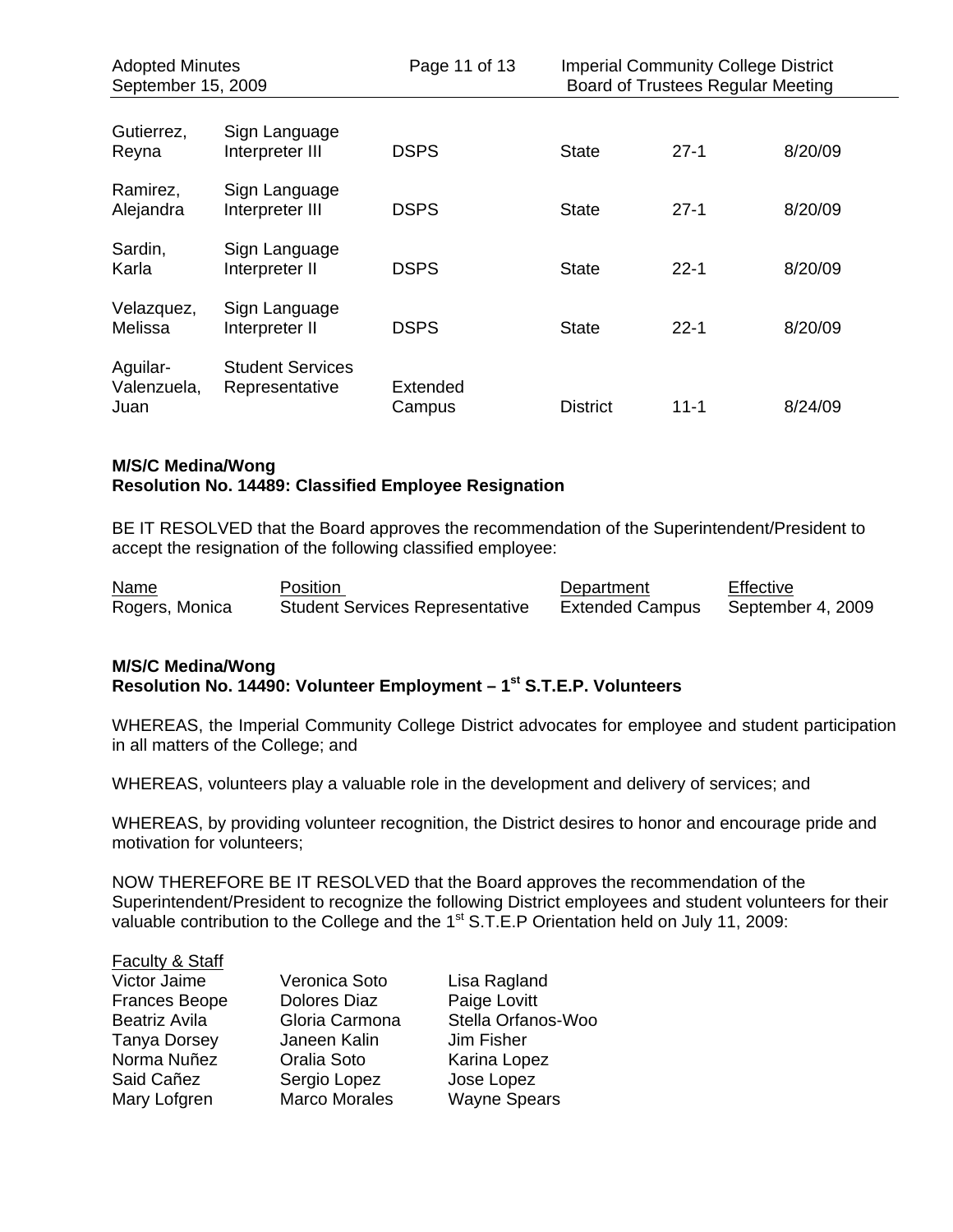| | | | | | |
|---|---|---|---|---|---|
| Gutierrez, Reyna | Sign Language Interpreter III | DSPS | State | 27-1 | 8/20/09 |
| Ramirez, Alejandra | Sign Language Interpreter III | DSPS | State | 27-1 | 8/20/09 |
| Sardin, Karla | Sign Language Interpreter II | DSPS | State | 22-1 | 8/20/09 |
| Velazquez, Melissa | Sign Language Interpreter II | DSPS | State | 22-1 | 8/20/09 |
| Aguilar-Valenzuela, Juan | Student Services Representative | Extended Campus | District | 11-1 | 8/24/09 |

**M/S/C Medina/Wong**
**Resolution No. 14489: Classified Employee Resignation**

BE IT RESOLVED that the Board approves the recommendation of the Superintendent/President to accept the resignation of the following classified employee:

| Name | Position | Department | Effective |
|---|---|---|---|
| Rogers, Monica | Student Services Representative | Extended Campus | September 4, 2009 |

**M/S/C Medina/Wong**
**Resolution No. 14490: Volunteer Employment – 1st S.T.E.P. Volunteers**

WHEREAS, the Imperial Community College District advocates for employee and student participation in all matters of the College; and

WHEREAS, volunteers play a valuable role in the development and delivery of services; and

WHEREAS, by providing volunteer recognition, the District desires to honor and encourage pride and motivation for volunteers;

NOW THEREFORE BE IT RESOLVED that the Board approves the recommendation of the Superintendent/President to recognize the following District employees and student volunteers for their valuable contribution to the College and the 1st S.T.E.P Orientation held on July 11, 2009:

Faculty & Staff

| | | |
|---|---|---|
| Victor Jaime | Veronica Soto | Lisa Ragland |
| Frances Beope | Dolores Diaz | Paige Lovitt |
| Beatriz Avila | Gloria Carmona | Stella Orfanos-Woo |
| Tanya Dorsey | Janeen Kalin | Jim Fisher |
| Norma Nuñez | Oralia Soto | Karina Lopez |
| Said Cañez | Sergio Lopez | Jose Lopez |
| Mary Lofgren | Marco Morales | Wayne Spears |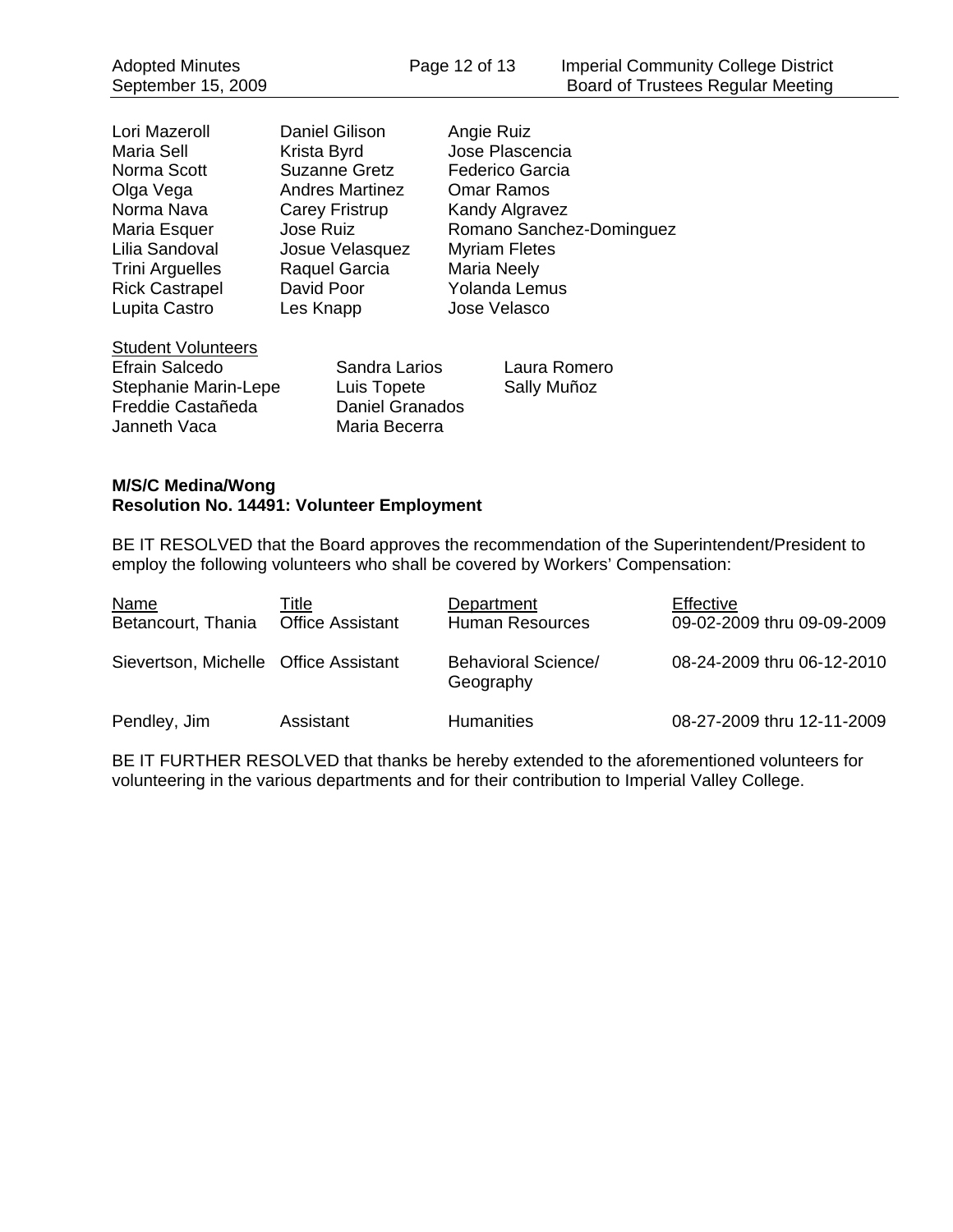| | | |
|---|---|---|
| Lori Mazeroll | Daniel Gilison | Angie Ruiz |
| Maria Sell | Krista Byrd | Jose Plascencia |
| Norma Scott | Suzanne Gretz | Federico Garcia |
| Olga Vega | Andres Martinez | Omar Ramos |
| Norma Nava | Carey Fristrup | Kandy Algravez |
| Maria Esquer | Jose Ruiz | Romano Sanchez-Dominguez |
| Lilia Sandoval | Josue Velasquez | Myriam Fletes |
| Trini Arguelles | Raquel Garcia | Maria Neely |
| Rick Castrapel | David Poor | Yolanda Lemus |
| Lupita Castro | Les Knapp | Jose Velasco |

Student Volunteers

| | | |
|---|---|---|
| Efrain Salcedo | Sandra Larios | Laura Romero |
| Stephanie Marin-Lepe | Luis Topete | Sally Muñoz |
| Freddie Castañeda | Daniel Granados | |
| Janneth Vaca | Maria Becerra | |

**M/S/C Medina/Wong**
**Resolution No. 14491: Volunteer Employment**

BE IT RESOLVED that the Board approves the recommendation of the Superintendent/President to employ the following volunteers who shall be covered by Workers' Compensation:

| Name | Title | Department | Effective |
|---|---|---|---|
| Betancourt, Thania | Office Assistant | Human Resources | 09-02-2009 thru 09-09-2009 |
| Sievertson, Michelle | Office Assistant | Behavioral Science/ Geography | 08-24-2009 thru 06-12-2010 |
| Pendley, Jim | Assistant | Humanities | 08-27-2009 thru 12-11-2009 |

BE IT FURTHER RESOLVED that thanks be hereby extended to the aforementioned volunteers for volunteering in the various departments and for their contribution to Imperial Valley College.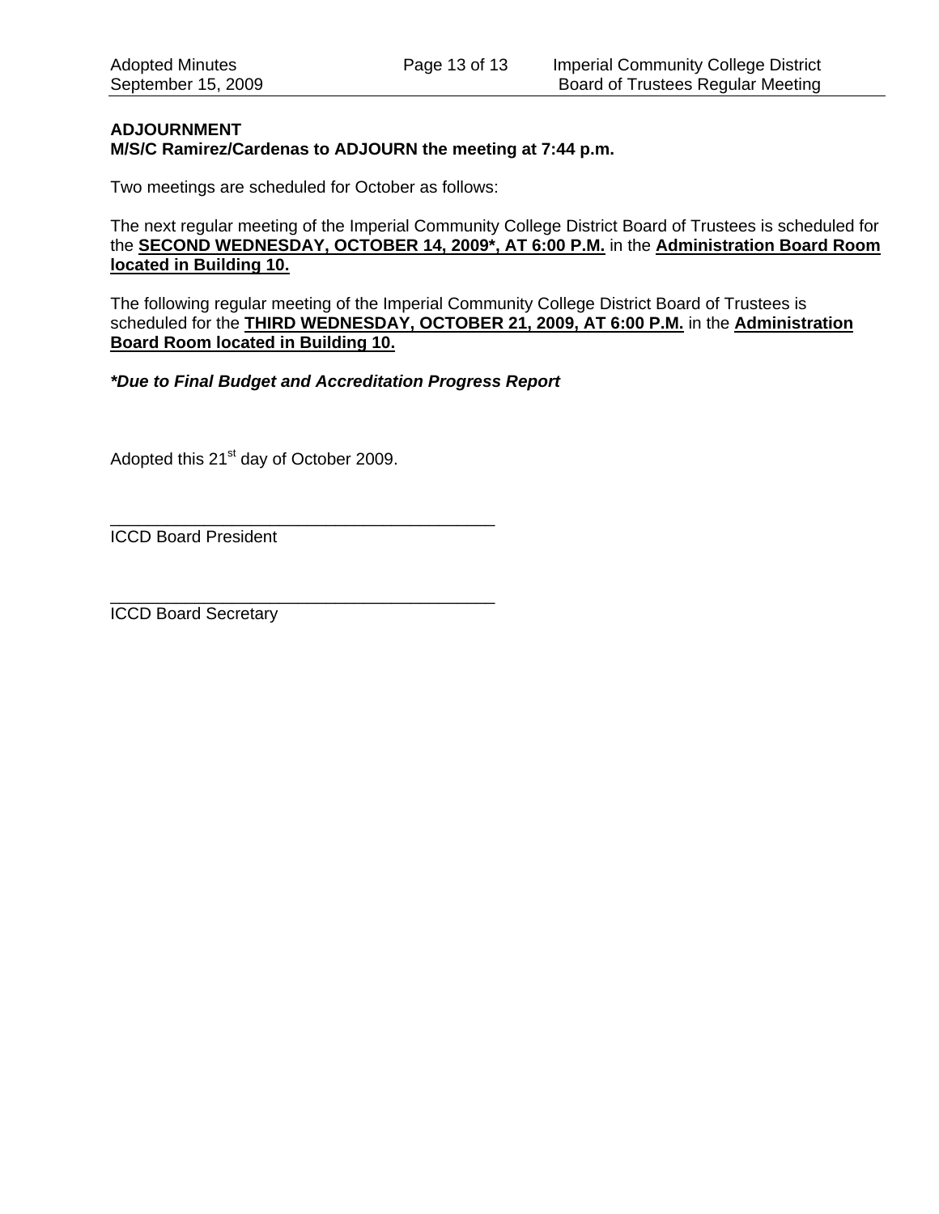**ADJOURNMENT**
**M/S/C Ramirez/Cardenas to ADJOURN the meeting at 7:44 p.m.**

Two meetings are scheduled for October as follows:

The next regular meeting of the Imperial Community College District Board of Trustees is scheduled for the **SECOND WEDNESDAY, OCTOBER 14, 2009*, AT 6:00 P.M.** in the **Administration Board Room located in Building 10.**

The following regular meeting of the Imperial Community College District Board of Trustees is scheduled for the **THIRD WEDNESDAY, OCTOBER 21, 2009, AT 6:00 P.M.** in the **Administration Board Room located in Building 10.**

***Due to Final Budget and Accreditation Progress Report***

Adopted this 21st day of October 2009.

\_\_\_\_\_\_\_\_\_\_\_\_\_\_\_\_\_\_\_\_\_\_\_\_\_\_\_\_\_\_\_\_\_\_\_\_\_\_\_\_
ICCD Board President

\_\_\_\_\_\_\_\_\_\_\_\_\_\_\_\_\_\_\_\_\_\_\_\_\_\_\_\_\_\_\_\_\_\_\_\_\_\_\_\_
ICCD Board Secretary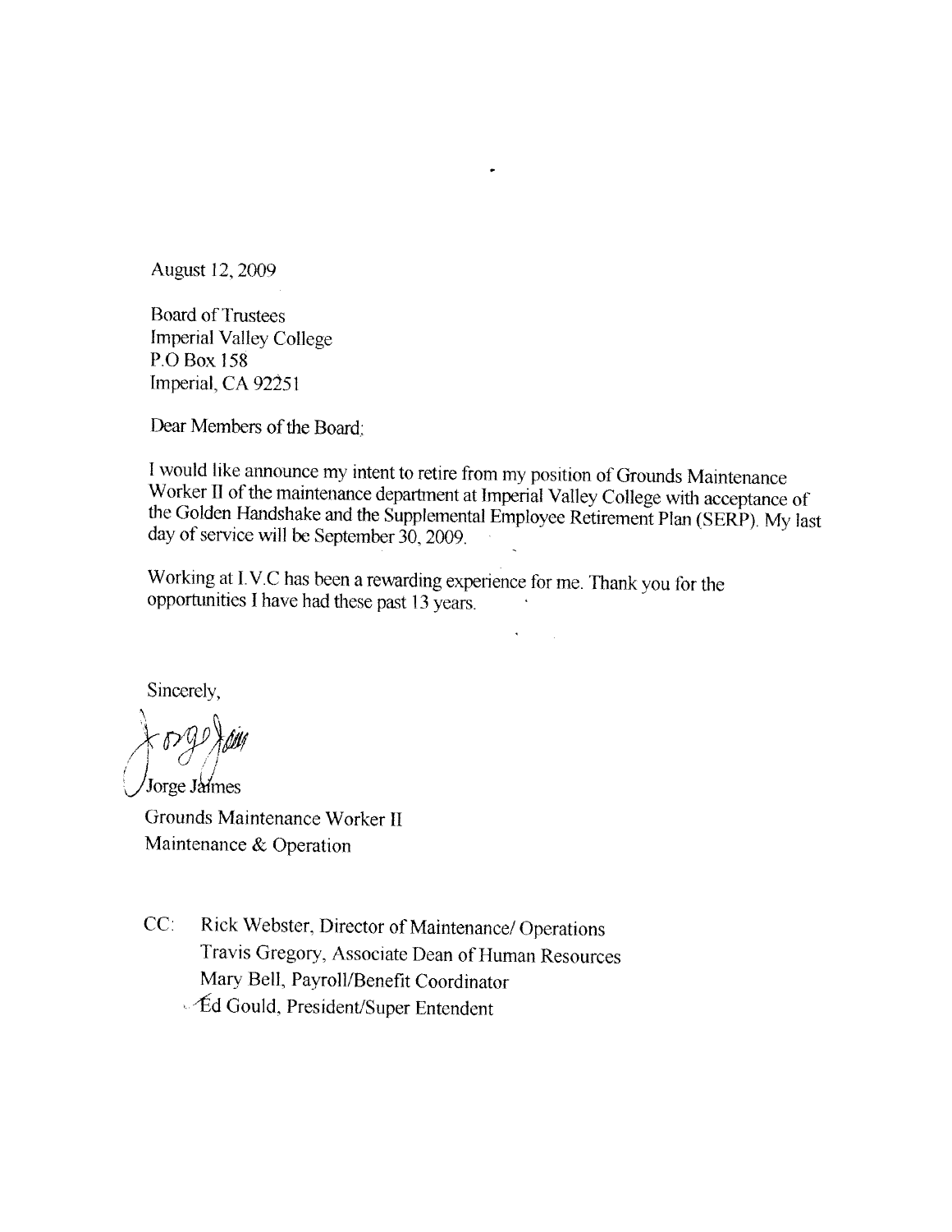August 12, 2009

Board of Trustees
Imperial Valley College
P.O Box 158
Imperial, CA 92251

Dear Members of the Board;

I would like announce my intent to retire from my position of Grounds Maintenance Worker II of the maintenance department at Imperial Valley College with acceptance of the Golden Handshake and the Supplemental Employee Retirement Plan (SERP). My last day of service will be September 30, 2009.

Working at I.V.C has been a rewarding experience for me. Thank you for the opportunities I have had these past 13 years.

Sincerely,

Jorge Jaimes
Grounds Maintenance Worker II
Maintenance & Operation

CC: Rick Webster, Director of Maintenance/ Operations
Travis Gregory, Associate Dean of Human Resources
Mary Bell, Payroll/Benefit Coordinator
Ed Gould, President/Super Entendent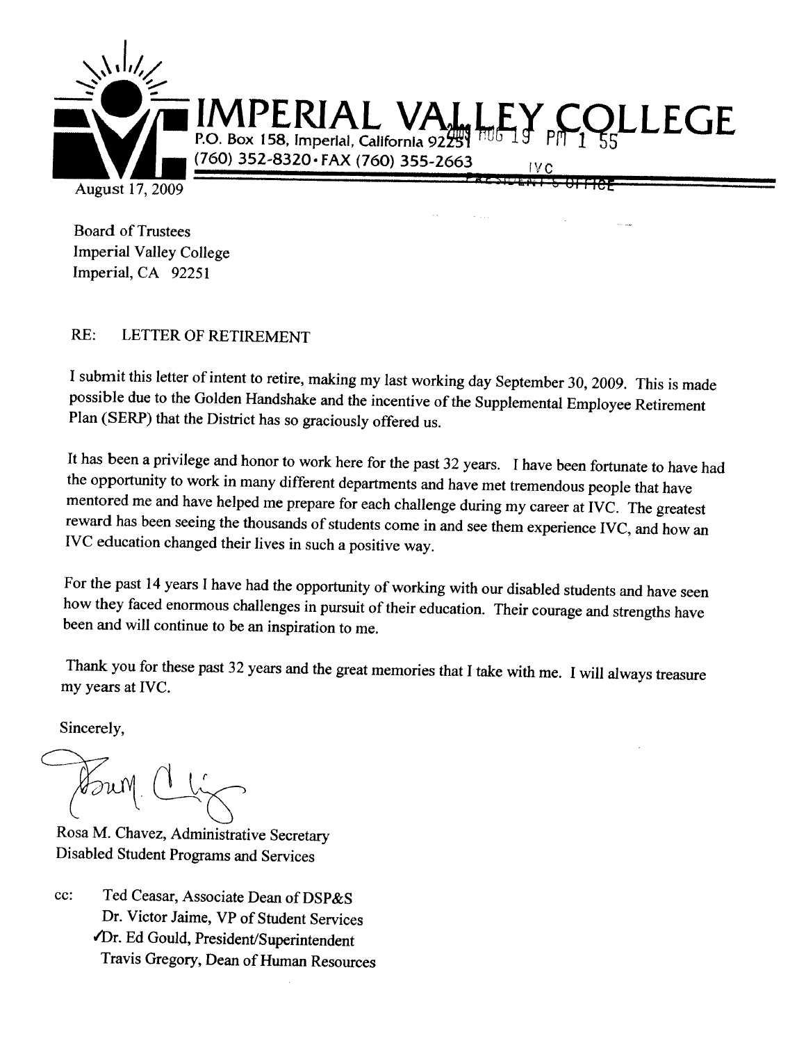# IMPERIAL VALLEY COLLEGE

P.O. Box 158, Imperial, California 92251
(760) 352-8320 • FAX (760) 355-2663

2009 AUG 19 PM 1 55
IVC
PRESIDENT'S OFFICE

August 17, 2009

Board of Trustees
Imperial Valley College
Imperial, CA 92251

RE: LETTER OF RETIREMENT

I submit this letter of intent to retire, making my last working day September 30, 2009. This is made possible due to the Golden Handshake and the incentive of the Supplemental Employee Retirement Plan (SERP) that the District has so graciously offered us.

It has been a privilege and honor to work here for the past 32 years. I have been fortunate to have had the opportunity to work in many different departments and have met tremendous people that have mentored me and have helped me prepare for each challenge during my career at IVC. The greatest reward has been seeing the thousands of students come in and see them experience IVC, and how an IVC education changed their lives in such a positive way.

For the past 14 years I have had the opportunity of working with our disabled students and have seen how they faced enormous challenges in pursuit of their education. Their courage and strengths have been and will continue to be an inspiration to me.

Thank you for these past 32 years and the great memories that I take with me. I will always treasure my years at IVC.

Sincerely,

Rosa M. Chavez, Administrative Secretary
Disabled Student Programs and Services

cc: Ted Ceasar, Associate Dean of DSP&S
Dr. Victor Jaime, VP of Student Services
✓Dr. Ed Gould, President/Superintendent
Travis Gregory, Dean of Human Resources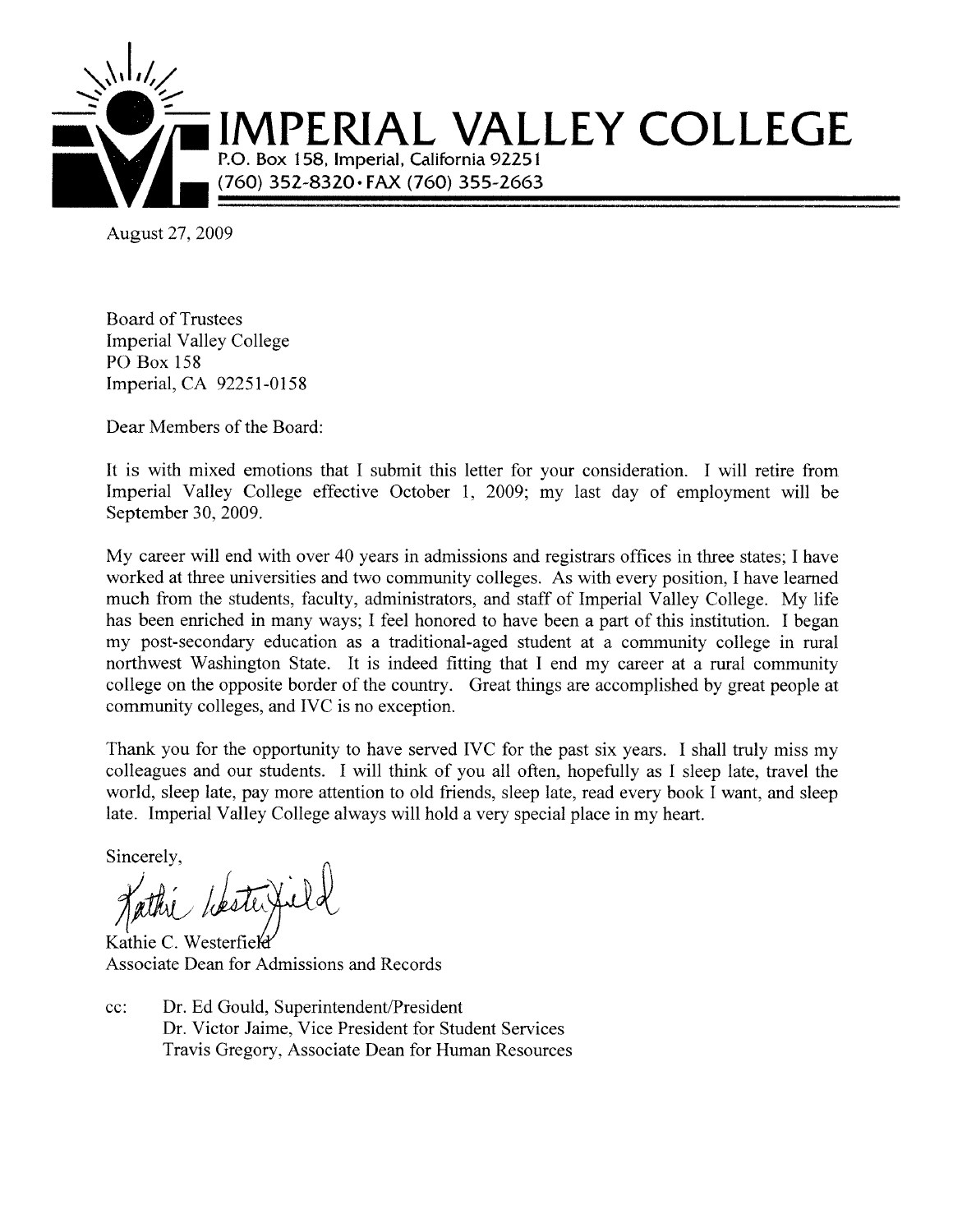# IMPERIAL VALLEY COLLEGE

P.O. Box 158, Imperial, California 92251
(760) 352-8320 • FAX (760) 355-2663

August 27, 2009

Board of Trustees
Imperial Valley College
PO Box 158
Imperial, CA 92251-0158

Dear Members of the Board:

It is with mixed emotions that I submit this letter for your consideration. I will retire from Imperial Valley College effective October 1, 2009; my last day of employment will be September 30, 2009.

My career will end with over 40 years in admissions and registrars offices in three states; I have worked at three universities and two community colleges. As with every position, I have learned much from the students, faculty, administrators, and staff of Imperial Valley College. My life has been enriched in many ways; I feel honored to have been a part of this institution. I began my post-secondary education as a traditional-aged student at a community college in rural northwest Washington State. It is indeed fitting that I end my career at a rural community college on the opposite border of the country. Great things are accomplished by great people at community colleges, and IVC is no exception.

Thank you for the opportunity to have served IVC for the past six years. I shall truly miss my colleagues and our students. I will think of you all often, hopefully as I sleep late, travel the world, sleep late, pay more attention to old friends, sleep late, read every book I want, and sleep late. Imperial Valley College always will hold a very special place in my heart.

Sincerely,

Kathie Westerfield

Kathie C. Westerfield
Associate Dean for Admissions and Records

cc: Dr. Ed Gould, Superintendent/President
Dr. Victor Jaime, Vice President for Student Services
Travis Gregory, Associate Dean for Human Resources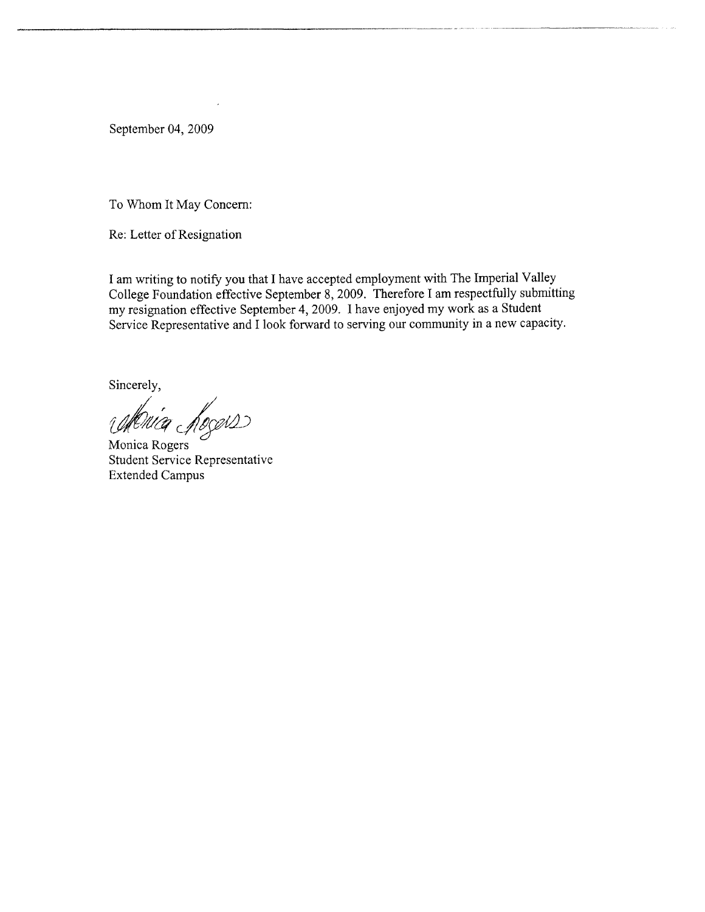September 04, 2009

To Whom It May Concern:

Re: Letter of Resignation

I am writing to notify you that I have accepted employment with The Imperial Valley College Foundation effective September 8, 2009. Therefore I am respectfully submitting my resignation effective September 4, 2009. I have enjoyed my work as a Student Service Representative and I look forward to serving our community in a new capacity.

Sincerely,

Monica Rogers

Monica Rogers  
Student Service Representative  
Extended Campus